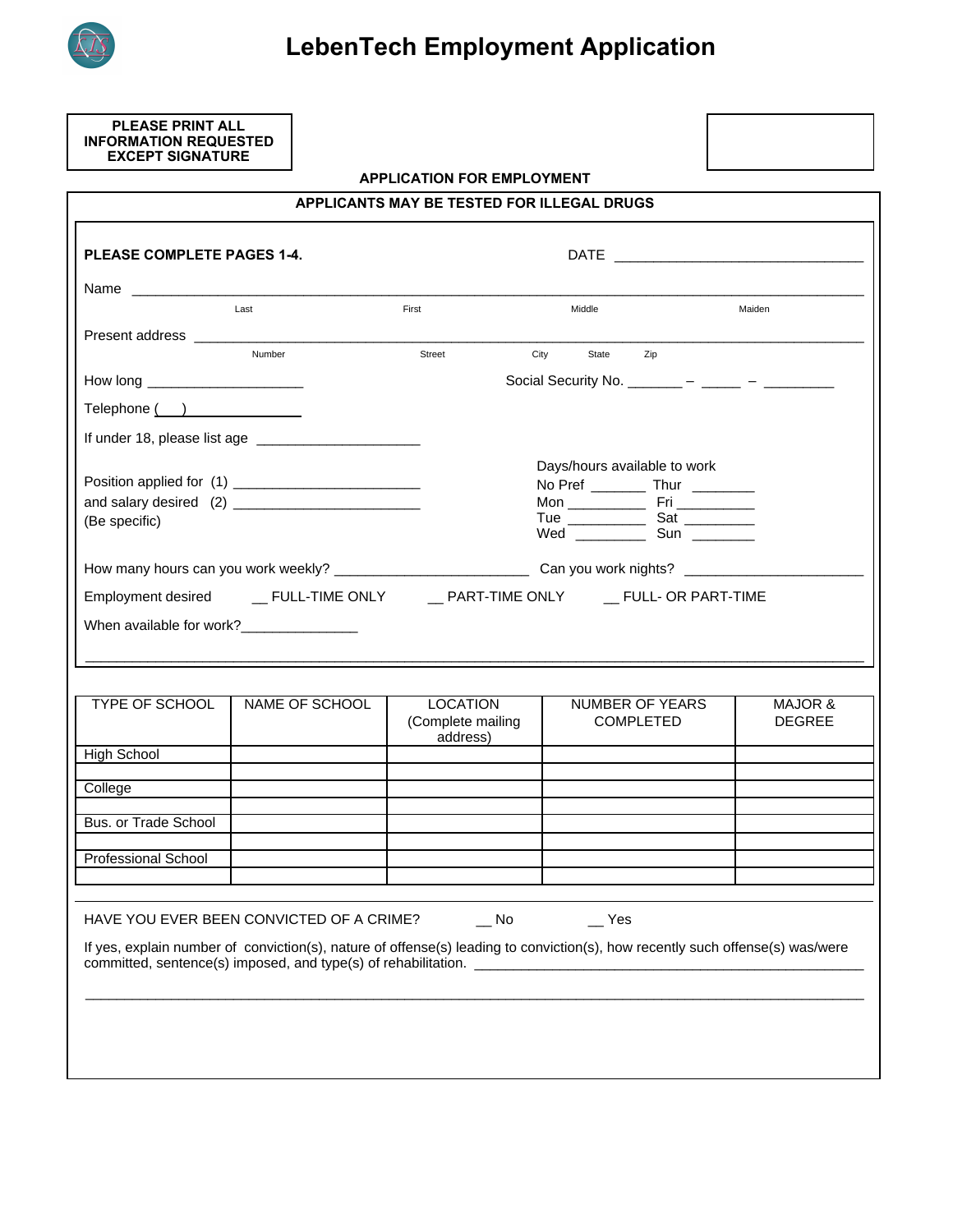# LebenTech Employment Application

**PLEASE PRINT ALL INFORMATION REQUESTED EXCEPT SIGNATURE**

**APPLICATION FOR EMPLOYMENT**

**APPLICANTS MAY BE TESTED FOR ILLEGAL DRUGS**

**PLEASE COMPLETE PAGES 1-4.** DATE ______________________________

Name ______________________________________________________________________
Last First Middle Maiden

Present address _______________________________________________________________
Number Street City State Zip

How long ___________________ Social Security No. _______ – _____ – _________

Telephone (___) _______________

If under 18, please list age ____________________

Position applied for (1) _______________________
and salary desired (2) _______________________
(Be specific)

Days/hours available to work
No Pref _______ Thur ________
Mon _________ Fri __________
Tue __________ Sat _________
Wed _________ Sun ________

How many hours can you work weekly? ________________________ Can you work nights? ______________________

Employment desired __ FULL-TIME ONLY __ PART-TIME ONLY __ FULL- OR PART-TIME

When available for work?_______________

_______________________________________________________________________________

| TYPE OF SCHOOL | NAME OF SCHOOL | LOCATION (Complete mailing address) | NUMBER OF YEARS COMPLETED | MAJOR & DEGREE |
|---|---|---|---|---|
| High School | | | | |
| | | | | |
| College | | | | |
| | | | | |
| Bus. or Trade School | | | | |
| | | | | |
| Professional School | | | | |
| | | | | |

HAVE YOU EVER BEEN CONVICTED OF A CRIME? __ No __ Yes

If yes, explain number of conviction(s), nature of offense(s) leading to conviction(s), how recently such offense(s) was/were committed, sentence(s) imposed, and type(s) of rehabilitation. ___________________________________________________

_______________________________________________________________________________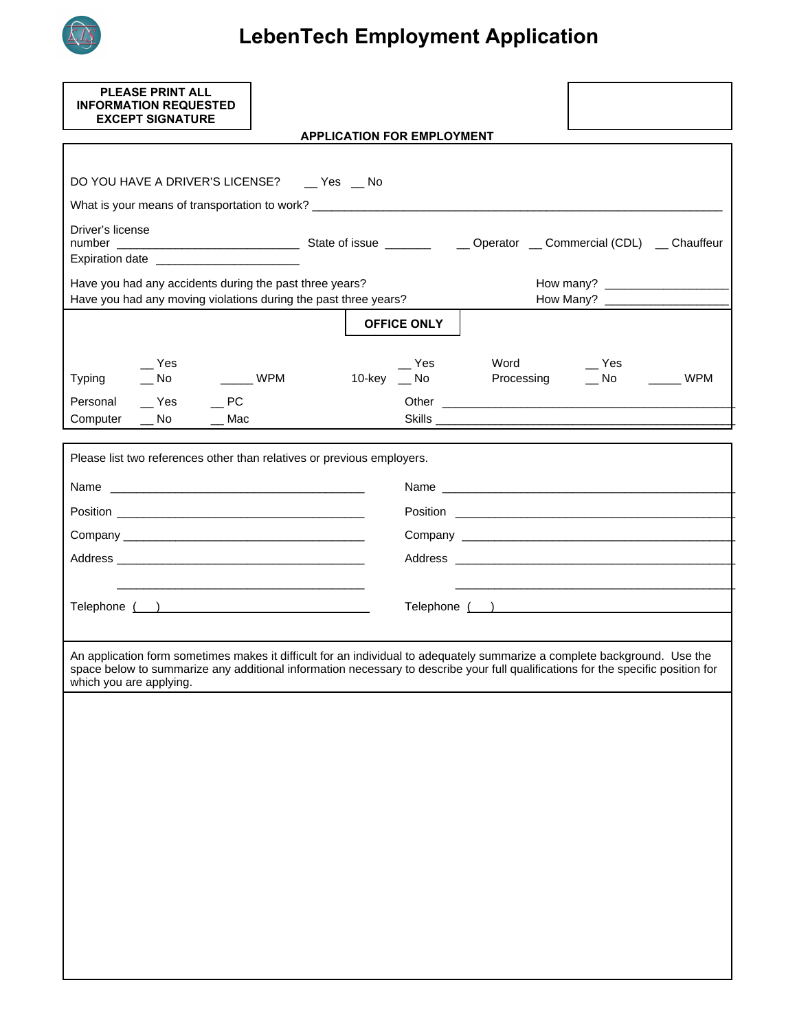# LebenTech Employment Application

**PLEASE PRINT ALL INFORMATION REQUESTED EXCEPT SIGNATURE**

**APPLICATION FOR EMPLOYMENT**

DO YOU HAVE A DRIVER'S LICENSE? __ Yes __ No

What is your means of transportation to work? ______________________________________________

Driver's license number ___________________________ State of issue _______ __ Operator __ Commercial (CDL) __ Chauffeur

Expiration date _____________________

Have you had any accidents during the past three years? How many? ___________________

Have you had any moving violations during the past three years? How Many? ___________________

**OFFICE ONLY**

Typing __ Yes __ No _____ WPM 10-key __ Yes __ No Word Processing __ Yes __ No _____ WPM

Personal Computer __ Yes __ No __ PC __ Mac Other Skills ______________________________________________

Please list two references other than relatives or previous employers.

| | |
|---|---|
| Name ________________________________________ | Name ________________________________________ |
| Position ______________________________________ | Position ______________________________________ |
| Company _____________________________________ | Company _____________________________________ |
| Address ______________________________________ | Address ______________________________________ |
| ______________________________________ | ______________________________________ |
| Telephone ( ) | Telephone ( ) |

An application form sometimes makes it difficult for an individual to adequately summarize a complete background. Use the space below to summarize any additional information necessary to describe your full qualifications for the specific position for which you are applying.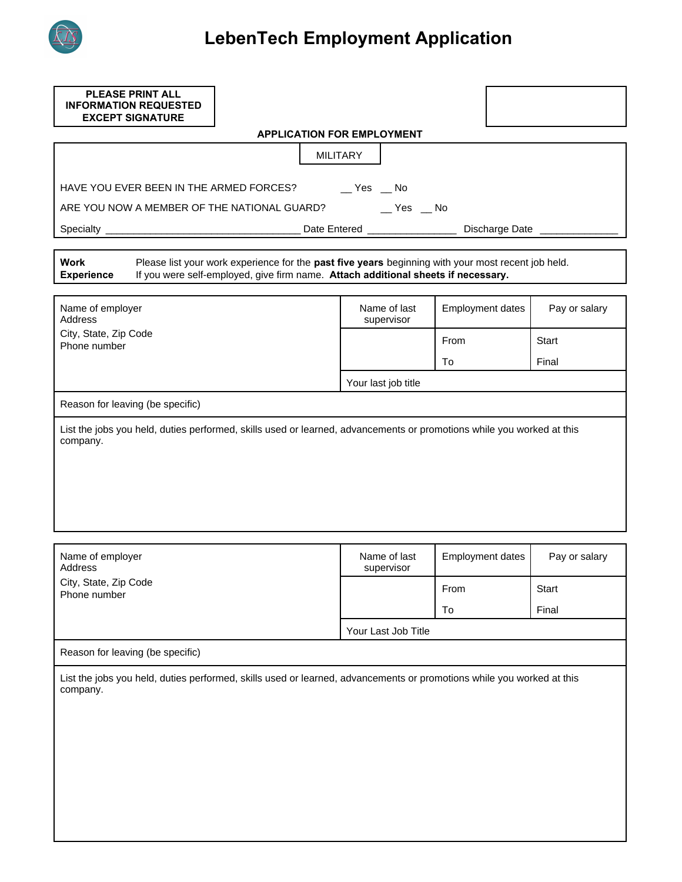# LebenTech Employment Application

**PLEASE PRINT ALL INFORMATION REQUESTED EXCEPT SIGNATURE**

**APPLICATION FOR EMPLOYMENT**

## MILITARY

HAVE YOU EVER BEEN IN THE ARMED FORCES? __ Yes __ No

ARE YOU NOW A MEMBER OF THE NATIONAL GUARD? __ Yes __ No

Specialty ________________________________ Date Entered _______________ Discharge Date _____________

| **Work Experience** | Please list your work experience for the **past five years** beginning with your most recent job held. If you were self-employed, give firm name. **Attach additional sheets if necessary.** |
|---|---|

| Name of employer<br>Address<br>City, State, Zip Code<br>Phone number | Name of last supervisor | Employment dates | Pay or salary |
|---|---|---|---|
| | | From | Start |
| | | To | Final |
| | Your last job title | | |
| Reason for leaving (be specific) | | | |
| List the jobs you held, duties performed, skills used or learned, advancements or promotions while you worked at this company. | | | |

| Name of employer<br>Address<br>City, State, Zip Code<br>Phone number | Name of last supervisor | Employment dates | Pay or salary |
|---|---|---|---|
| | | From | Start |
| | | To | Final |
| | Your Last Job Title | | |
| Reason for leaving (be specific) | | | |
| List the jobs you held, duties performed, skills used or learned, advancements or promotions while you worked at this company. | | | |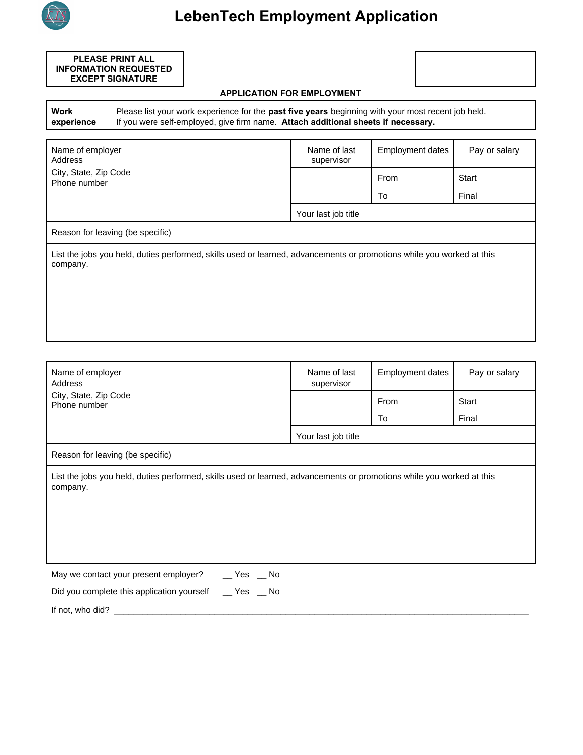# LebenTech Employment Application

**PLEASE PRINT ALL INFORMATION REQUESTED EXCEPT SIGNATURE**

**APPLICATION FOR EMPLOYMENT**

| | |
|---|---|
| **Work experience** | Please list your work experience for the **past five years** beginning with your most recent job held. If you were self-employed, give firm name. **Attach additional sheets if necessary.** |

| | | | |
|---|---|---|---|
| Name of employer<br>Address<br>City, State, Zip Code<br>Phone number | Name of last supervisor | Employment dates | Pay or salary |
| | | From | Start |
| | | To | Final |
| | Your last job title | | |
| Reason for leaving (be specific) | | | |
| List the jobs you held, duties performed, skills used or learned, advancements or promotions while you worked at this company. | | | |

| | | | |
|---|---|---|---|
| Name of employer<br>Address<br>City, State, Zip Code<br>Phone number | Name of last supervisor | Employment dates | Pay or salary |
| | | From | Start |
| | | To | Final |
| | Your last job title | | |
| Reason for leaving (be specific) | | | |
| List the jobs you held, duties performed, skills used or learned, advancements or promotions while you worked at this company. | | | |

May we contact your present employer? __ Yes __ No

Did you complete this application yourself __ Yes __ No

If not, who did? ______________________________________________________________________